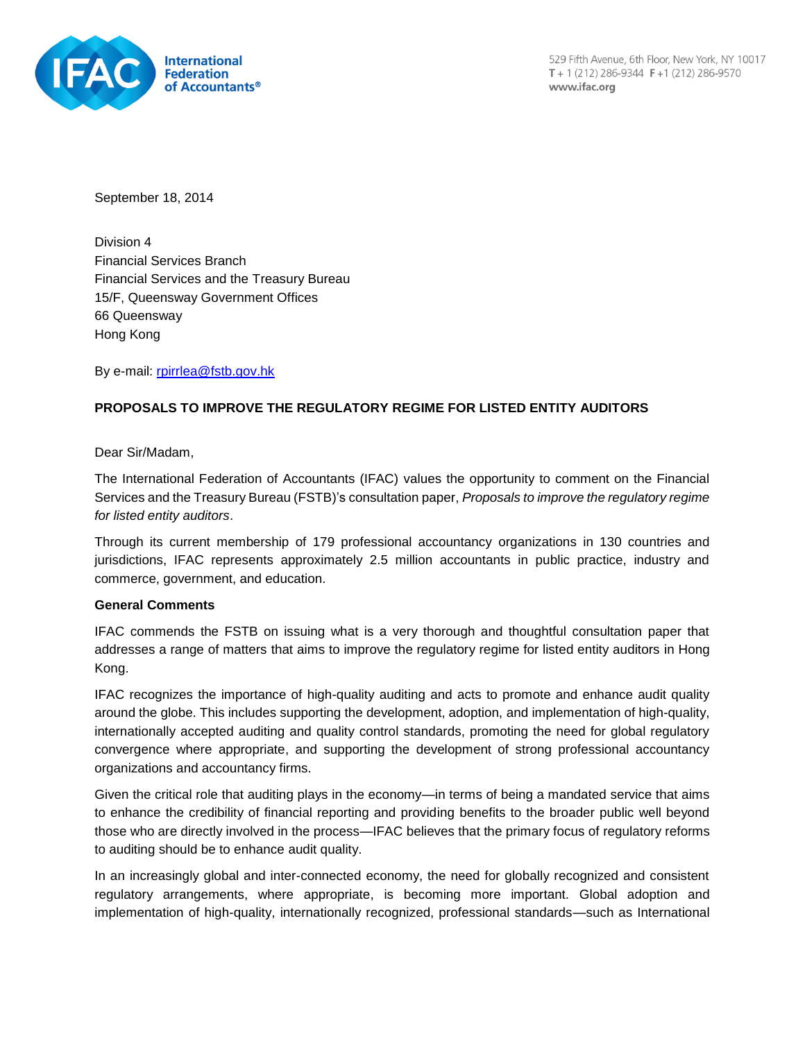International Federation of Accountants®

529 Fifth Avenue, 6th Floor, New York, NY 10017
T + 1 (212) 286-9344 F +1 (212) 286-9570
www.ifac.org

September 18, 2014

Division 4
Financial Services Branch
Financial Services and the Treasury Bureau
15/F, Queensway Government Offices
66 Queensway
Hong Kong

By e-mail: rpirrlea@fstb.gov.hk

**PROPOSALS TO IMPROVE THE REGULATORY REGIME FOR LISTED ENTITY AUDITORS**

Dear Sir/Madam,

The International Federation of Accountants (IFAC) values the opportunity to comment on the Financial Services and the Treasury Bureau (FSTB)'s consultation paper, *Proposals to improve the regulatory regime for listed entity auditors*.

Through its current membership of 179 professional accountancy organizations in 130 countries and jurisdictions, IFAC represents approximately 2.5 million accountants in public practice, industry and commerce, government, and education.

**General Comments**

IFAC commends the FSTB on issuing what is a very thorough and thoughtful consultation paper that addresses a range of matters that aims to improve the regulatory regime for listed entity auditors in Hong Kong.

IFAC recognizes the importance of high-quality auditing and acts to promote and enhance audit quality around the globe. This includes supporting the development, adoption, and implementation of high-quality, internationally accepted auditing and quality control standards, promoting the need for global regulatory convergence where appropriate, and supporting the development of strong professional accountancy organizations and accountancy firms.

Given the critical role that auditing plays in the economy—in terms of being a mandated service that aims to enhance the credibility of financial reporting and providing benefits to the broader public well beyond those who are directly involved in the process—IFAC believes that the primary focus of regulatory reforms to auditing should be to enhance audit quality.

In an increasingly global and inter-connected economy, the need for globally recognized and consistent regulatory arrangements, where appropriate, is becoming more important. Global adoption and implementation of high-quality, internationally recognized, professional standards—such as International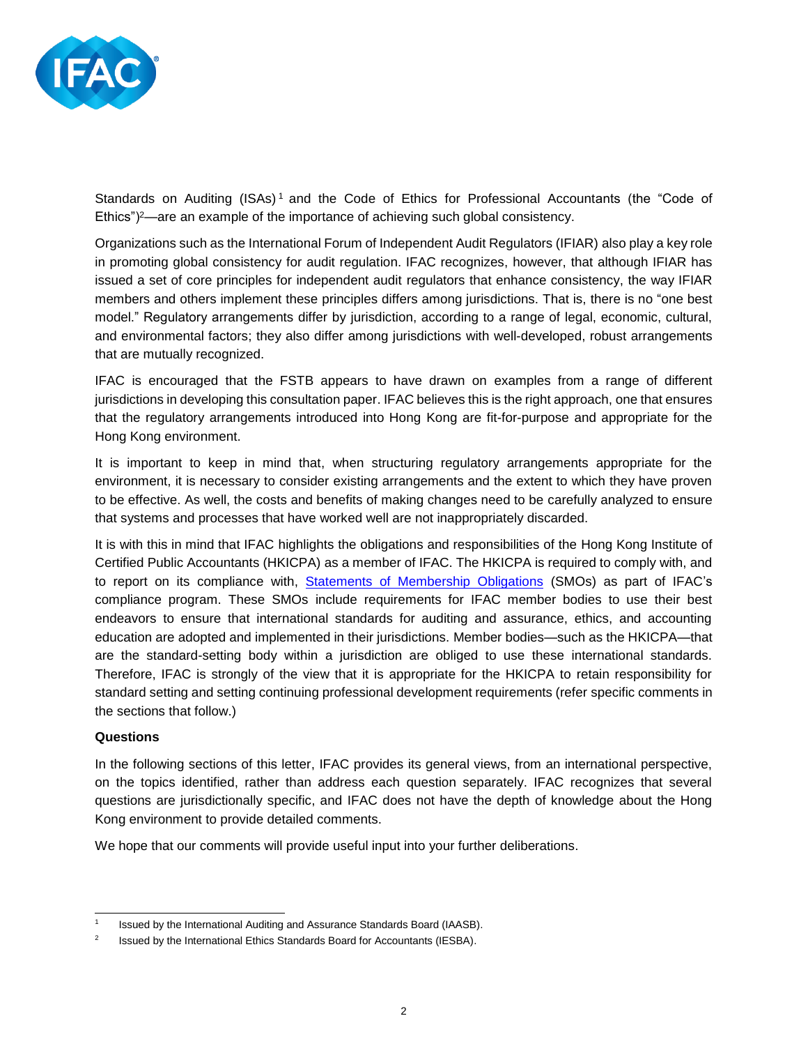Standards on Auditing (ISAs)[1] and the Code of Ethics for Professional Accountants (the "Code of Ethics")[2]—are an example of the importance of achieving such global consistency.

Organizations such as the International Forum of Independent Audit Regulators (IFIAR) also play a key role in promoting global consistency for audit regulation. IFAC recognizes, however, that although IFIAR has issued a set of core principles for independent audit regulators that enhance consistency, the way IFIAR members and others implement these principles differs among jurisdictions. That is, there is no "one best model." Regulatory arrangements differ by jurisdiction, according to a range of legal, economic, cultural, and environmental factors; they also differ among jurisdictions with well-developed, robust arrangements that are mutually recognized.

IFAC is encouraged that the FSTB appears to have drawn on examples from a range of different jurisdictions in developing this consultation paper. IFAC believes this is the right approach, one that ensures that the regulatory arrangements introduced into Hong Kong are fit-for-purpose and appropriate for the Hong Kong environment.

It is important to keep in mind that, when structuring regulatory arrangements appropriate for the environment, it is necessary to consider existing arrangements and the extent to which they have proven to be effective. As well, the costs and benefits of making changes need to be carefully analyzed to ensure that systems and processes that have worked well are not inappropriately discarded.

It is with this in mind that IFAC highlights the obligations and responsibilities of the Hong Kong Institute of Certified Public Accountants (HKICPA) as a member of IFAC. The HKICPA is required to comply with, and to report on its compliance with, Statements of Membership Obligations (SMOs) as part of IFAC's compliance program. These SMOs include requirements for IFAC member bodies to use their best endeavors to ensure that international standards for auditing and assurance, ethics, and accounting education are adopted and implemented in their jurisdictions. Member bodies—such as the HKICPA—that are the standard-setting body within a jurisdiction are obliged to use these international standards. Therefore, IFAC is strongly of the view that it is appropriate for the HKICPA to retain responsibility for standard setting and setting continuing professional development requirements (refer specific comments in the sections that follow.)

**Questions**

In the following sections of this letter, IFAC provides its general views, from an international perspective, on the topics identified, rather than address each question separately. IFAC recognizes that several questions are jurisdictionally specific, and IFAC does not have the depth of knowledge about the Hong Kong environment to provide detailed comments.

We hope that our comments will provide useful input into your further deliberations.

---

[1] Issued by the International Auditing and Assurance Standards Board (IAASB).

[2] Issued by the International Ethics Standards Board for Accountants (IESBA).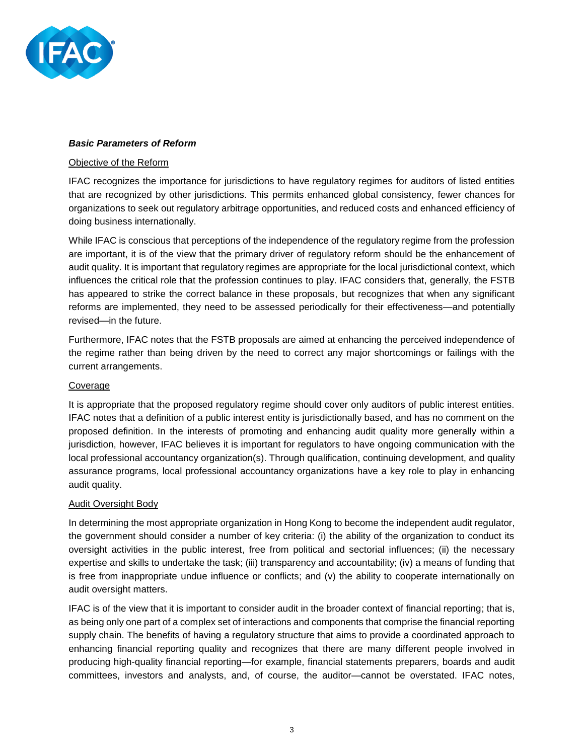***Basic Parameters of Reform***

Objective of the Reform

IFAC recognizes the importance for jurisdictions to have regulatory regimes for auditors of listed entities that are recognized by other jurisdictions. This permits enhanced global consistency, fewer chances for organizations to seek out regulatory arbitrage opportunities, and reduced costs and enhanced efficiency of doing business internationally.

While IFAC is conscious that perceptions of the independence of the regulatory regime from the profession are important, it is of the view that the primary driver of regulatory reform should be the enhancement of audit quality. It is important that regulatory regimes are appropriate for the local jurisdictional context, which influences the critical role that the profession continues to play. IFAC considers that, generally, the FSTB has appeared to strike the correct balance in these proposals, but recognizes that when any significant reforms are implemented, they need to be assessed periodically for their effectiveness—and potentially revised—in the future.

Furthermore, IFAC notes that the FSTB proposals are aimed at enhancing the perceived independence of the regime rather than being driven by the need to correct any major shortcomings or failings with the current arrangements.

Coverage

It is appropriate that the proposed regulatory regime should cover only auditors of public interest entities. IFAC notes that a definition of a public interest entity is jurisdictionally based, and has no comment on the proposed definition. In the interests of promoting and enhancing audit quality more generally within a jurisdiction, however, IFAC believes it is important for regulators to have ongoing communication with the local professional accountancy organization(s). Through qualification, continuing development, and quality assurance programs, local professional accountancy organizations have a key role to play in enhancing audit quality.

Audit Oversight Body

In determining the most appropriate organization in Hong Kong to become the independent audit regulator, the government should consider a number of key criteria: (i) the ability of the organization to conduct its oversight activities in the public interest, free from political and sectorial influences; (ii) the necessary expertise and skills to undertake the task; (iii) transparency and accountability; (iv) a means of funding that is free from inappropriate undue influence or conflicts; and (v) the ability to cooperate internationally on audit oversight matters.

IFAC is of the view that it is important to consider audit in the broader context of financial reporting; that is, as being only one part of a complex set of interactions and components that comprise the financial reporting supply chain. The benefits of having a regulatory structure that aims to provide a coordinated approach to enhancing financial reporting quality and recognizes that there are many different people involved in producing high-quality financial reporting—for example, financial statements preparers, boards and audit committees, investors and analysts, and, of course, the auditor—cannot be overstated. IFAC notes,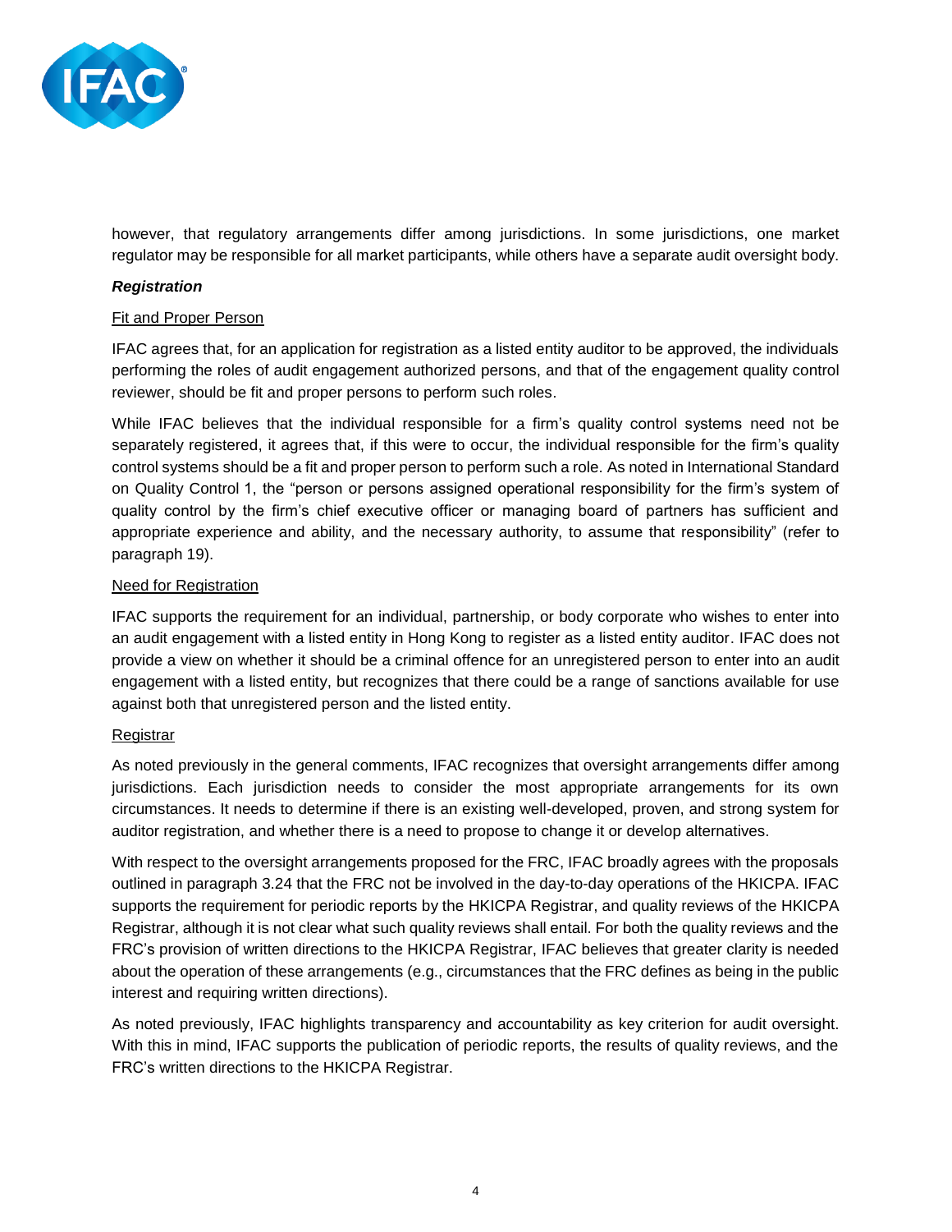however, that regulatory arrangements differ among jurisdictions. In some jurisdictions, one market regulator may be responsible for all market participants, while others have a separate audit oversight body.

***Registration***

Fit and Proper Person

IFAC agrees that, for an application for registration as a listed entity auditor to be approved, the individuals performing the roles of audit engagement authorized persons, and that of the engagement quality control reviewer, should be fit and proper persons to perform such roles.

While IFAC believes that the individual responsible for a firm's quality control systems need not be separately registered, it agrees that, if this were to occur, the individual responsible for the firm's quality control systems should be a fit and proper person to perform such a role. As noted in International Standard on Quality Control 1, the "person or persons assigned operational responsibility for the firm's system of quality control by the firm's chief executive officer or managing board of partners has sufficient and appropriate experience and ability, and the necessary authority, to assume that responsibility" (refer to paragraph 19).

Need for Registration

IFAC supports the requirement for an individual, partnership, or body corporate who wishes to enter into an audit engagement with a listed entity in Hong Kong to register as a listed entity auditor. IFAC does not provide a view on whether it should be a criminal offence for an unregistered person to enter into an audit engagement with a listed entity, but recognizes that there could be a range of sanctions available for use against both that unregistered person and the listed entity.

Registrar

As noted previously in the general comments, IFAC recognizes that oversight arrangements differ among jurisdictions. Each jurisdiction needs to consider the most appropriate arrangements for its own circumstances. It needs to determine if there is an existing well-developed, proven, and strong system for auditor registration, and whether there is a need to propose to change it or develop alternatives.

With respect to the oversight arrangements proposed for the FRC, IFAC broadly agrees with the proposals outlined in paragraph 3.24 that the FRC not be involved in the day-to-day operations of the HKICPA. IFAC supports the requirement for periodic reports by the HKICPA Registrar, and quality reviews of the HKICPA Registrar, although it is not clear what such quality reviews shall entail. For both the quality reviews and the FRC's provision of written directions to the HKICPA Registrar, IFAC believes that greater clarity is needed about the operation of these arrangements (e.g., circumstances that the FRC defines as being in the public interest and requiring written directions).

As noted previously, IFAC highlights transparency and accountability as key criterion for audit oversight. With this in mind, IFAC supports the publication of periodic reports, the results of quality reviews, and the FRC's written directions to the HKICPA Registrar.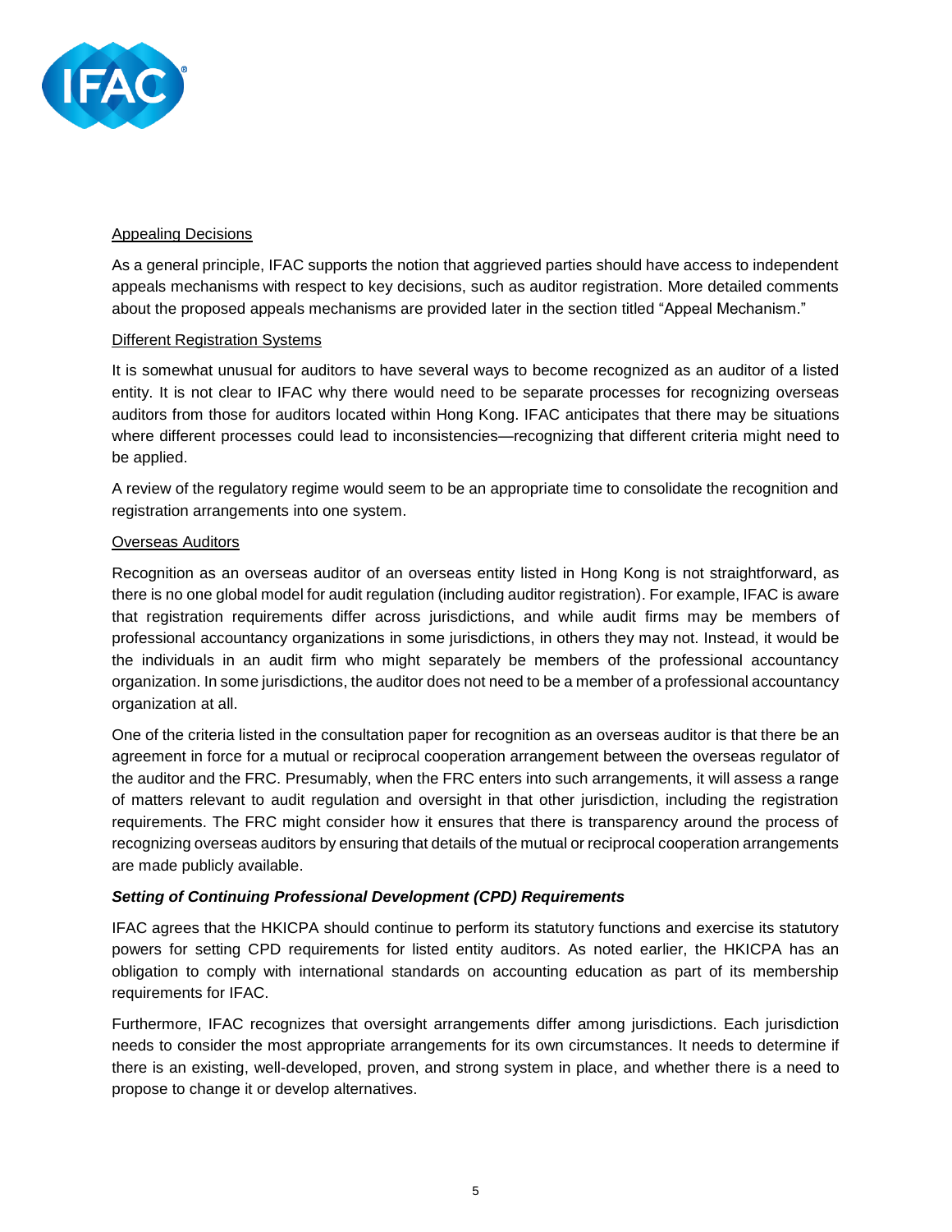Appealing Decisions

As a general principle, IFAC supports the notion that aggrieved parties should have access to independent appeals mechanisms with respect to key decisions, such as auditor registration. More detailed comments about the proposed appeals mechanisms are provided later in the section titled "Appeal Mechanism."

Different Registration Systems

It is somewhat unusual for auditors to have several ways to become recognized as an auditor of a listed entity. It is not clear to IFAC why there would need to be separate processes for recognizing overseas auditors from those for auditors located within Hong Kong. IFAC anticipates that there may be situations where different processes could lead to inconsistencies—recognizing that different criteria might need to be applied.

A review of the regulatory regime would seem to be an appropriate time to consolidate the recognition and registration arrangements into one system.

Overseas Auditors

Recognition as an overseas auditor of an overseas entity listed in Hong Kong is not straightforward, as there is no one global model for audit regulation (including auditor registration). For example, IFAC is aware that registration requirements differ across jurisdictions, and while audit firms may be members of professional accountancy organizations in some jurisdictions, in others they may not. Instead, it would be the individuals in an audit firm who might separately be members of the professional accountancy organization. In some jurisdictions, the auditor does not need to be a member of a professional accountancy organization at all.

One of the criteria listed in the consultation paper for recognition as an overseas auditor is that there be an agreement in force for a mutual or reciprocal cooperation arrangement between the overseas regulator of the auditor and the FRC. Presumably, when the FRC enters into such arrangements, it will assess a range of matters relevant to audit regulation and oversight in that other jurisdiction, including the registration requirements. The FRC might consider how it ensures that there is transparency around the process of recognizing overseas auditors by ensuring that details of the mutual or reciprocal cooperation arrangements are made publicly available.

***Setting of Continuing Professional Development (CPD) Requirements***

IFAC agrees that the HKICPA should continue to perform its statutory functions and exercise its statutory powers for setting CPD requirements for listed entity auditors. As noted earlier, the HKICPA has an obligation to comply with international standards on accounting education as part of its membership requirements for IFAC.

Furthermore, IFAC recognizes that oversight arrangements differ among jurisdictions. Each jurisdiction needs to consider the most appropriate arrangements for its own circumstances. It needs to determine if there is an existing, well-developed, proven, and strong system in place, and whether there is a need to propose to change it or develop alternatives.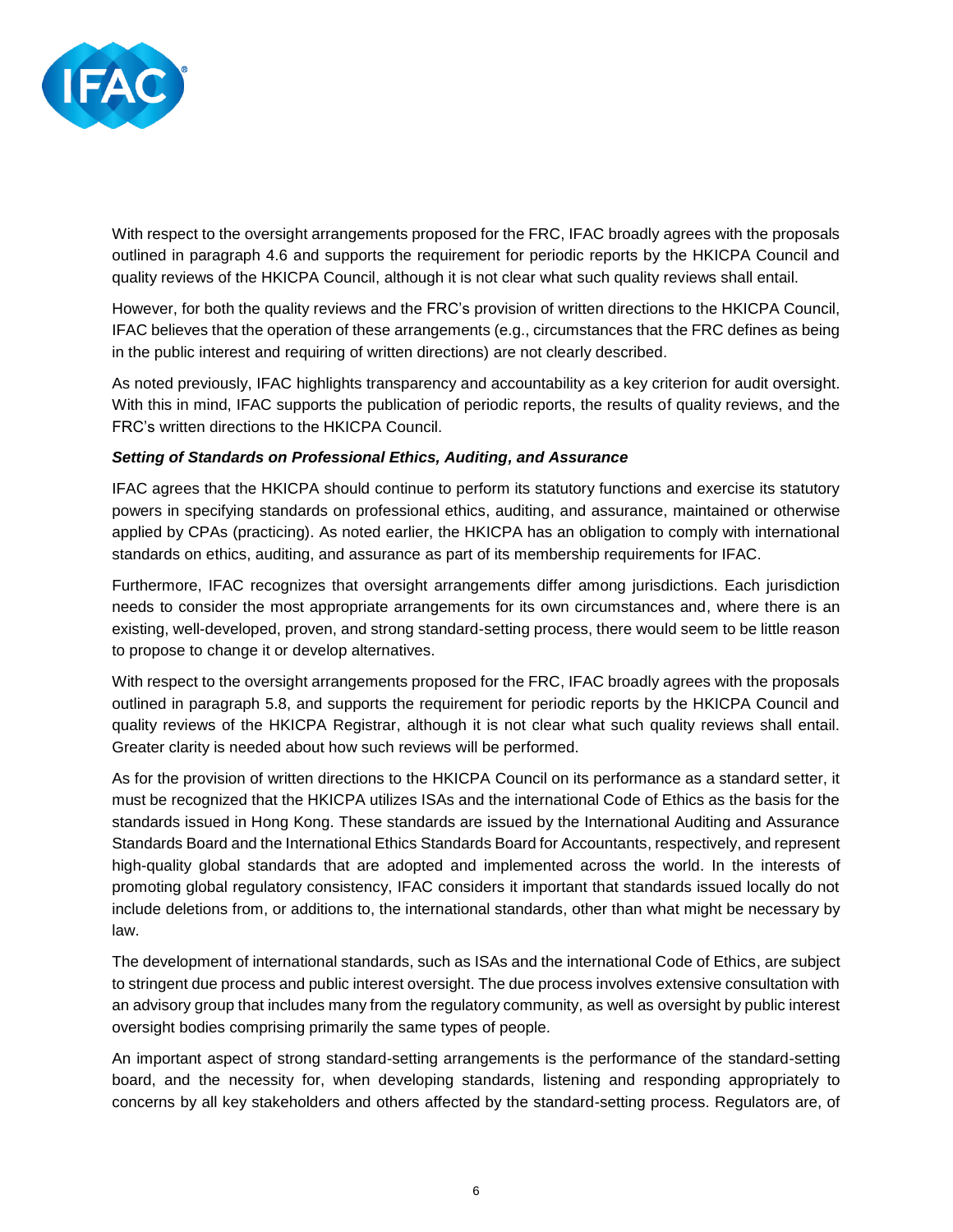With respect to the oversight arrangements proposed for the FRC, IFAC broadly agrees with the proposals outlined in paragraph 4.6 and supports the requirement for periodic reports by the HKICPA Council and quality reviews of the HKICPA Council, although it is not clear what such quality reviews shall entail.

However, for both the quality reviews and the FRC's provision of written directions to the HKICPA Council, IFAC believes that the operation of these arrangements (e.g., circumstances that the FRC defines as being in the public interest and requiring of written directions) are not clearly described.

As noted previously, IFAC highlights transparency and accountability as a key criterion for audit oversight. With this in mind, IFAC supports the publication of periodic reports, the results of quality reviews, and the FRC's written directions to the HKICPA Council.

***Setting of Standards on Professional Ethics, Auditing, and Assurance***

IFAC agrees that the HKICPA should continue to perform its statutory functions and exercise its statutory powers in specifying standards on professional ethics, auditing, and assurance, maintained or otherwise applied by CPAs (practicing). As noted earlier, the HKICPA has an obligation to comply with international standards on ethics, auditing, and assurance as part of its membership requirements for IFAC.

Furthermore, IFAC recognizes that oversight arrangements differ among jurisdictions. Each jurisdiction needs to consider the most appropriate arrangements for its own circumstances and, where there is an existing, well-developed, proven, and strong standard-setting process, there would seem to be little reason to propose to change it or develop alternatives.

With respect to the oversight arrangements proposed for the FRC, IFAC broadly agrees with the proposals outlined in paragraph 5.8, and supports the requirement for periodic reports by the HKICPA Council and quality reviews of the HKICPA Registrar, although it is not clear what such quality reviews shall entail. Greater clarity is needed about how such reviews will be performed.

As for the provision of written directions to the HKICPA Council on its performance as a standard setter, it must be recognized that the HKICPA utilizes ISAs and the international Code of Ethics as the basis for the standards issued in Hong Kong. These standards are issued by the International Auditing and Assurance Standards Board and the International Ethics Standards Board for Accountants, respectively, and represent high-quality global standards that are adopted and implemented across the world. In the interests of promoting global regulatory consistency, IFAC considers it important that standards issued locally do not include deletions from, or additions to, the international standards, other than what might be necessary by law.

The development of international standards, such as ISAs and the international Code of Ethics, are subject to stringent due process and public interest oversight. The due process involves extensive consultation with an advisory group that includes many from the regulatory community, as well as oversight by public interest oversight bodies comprising primarily the same types of people.

An important aspect of strong standard-setting arrangements is the performance of the standard-setting board, and the necessity for, when developing standards, listening and responding appropriately to concerns by all key stakeholders and others affected by the standard-setting process. Regulators are, of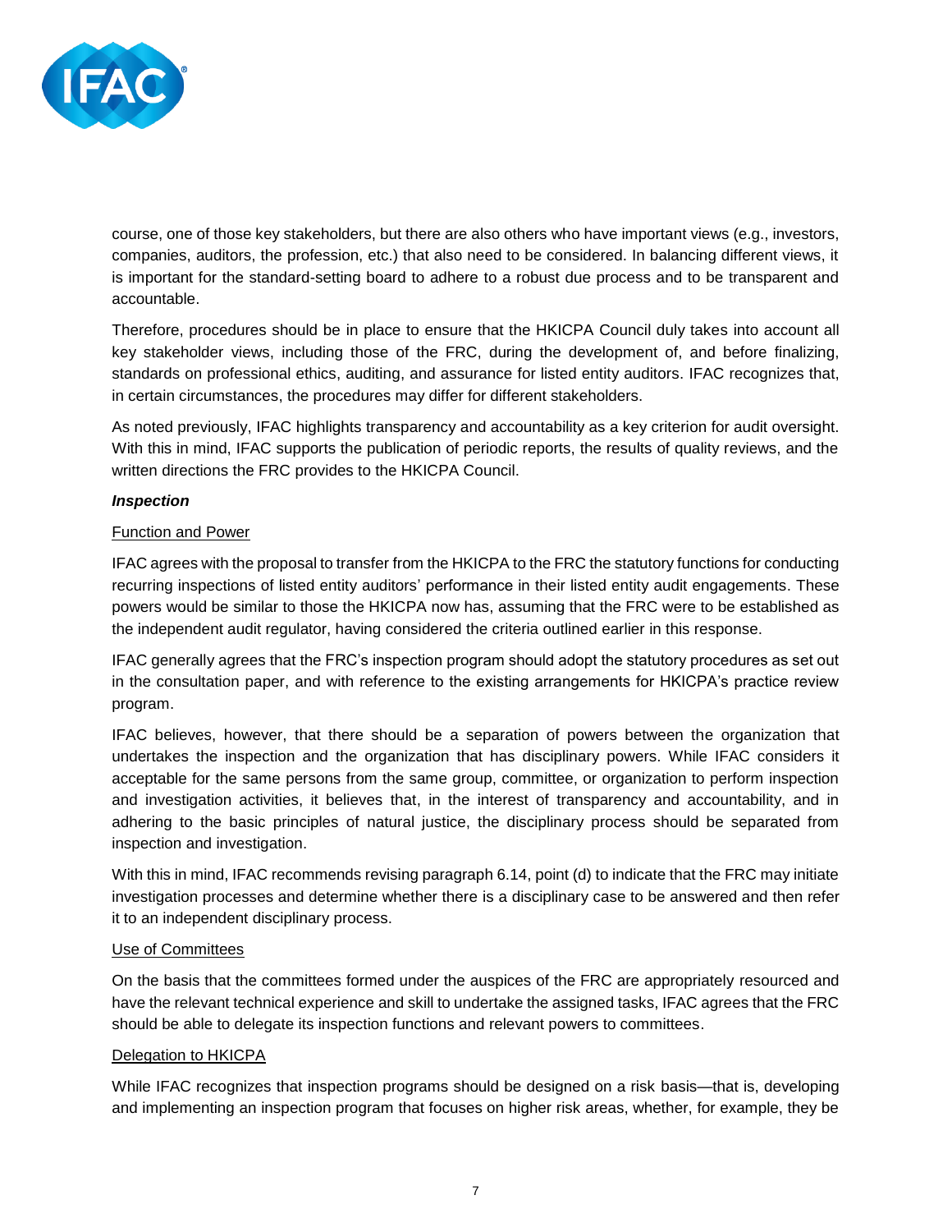course, one of those key stakeholders, but there are also others who have important views (e.g., investors, companies, auditors, the profession, etc.) that also need to be considered. In balancing different views, it is important for the standard-setting board to adhere to a robust due process and to be transparent and accountable.

Therefore, procedures should be in place to ensure that the HKICPA Council duly takes into account all key stakeholder views, including those of the FRC, during the development of, and before finalizing, standards on professional ethics, auditing, and assurance for listed entity auditors. IFAC recognizes that, in certain circumstances, the procedures may differ for different stakeholders.

As noted previously, IFAC highlights transparency and accountability as a key criterion for audit oversight. With this in mind, IFAC supports the publication of periodic reports, the results of quality reviews, and the written directions the FRC provides to the HKICPA Council.

***Inspection***

Function and Power

IFAC agrees with the proposal to transfer from the HKICPA to the FRC the statutory functions for conducting recurring inspections of listed entity auditors' performance in their listed entity audit engagements. These powers would be similar to those the HKICPA now has, assuming that the FRC were to be established as the independent audit regulator, having considered the criteria outlined earlier in this response.

IFAC generally agrees that the FRC's inspection program should adopt the statutory procedures as set out in the consultation paper, and with reference to the existing arrangements for HKICPA's practice review program.

IFAC believes, however, that there should be a separation of powers between the organization that undertakes the inspection and the organization that has disciplinary powers. While IFAC considers it acceptable for the same persons from the same group, committee, or organization to perform inspection and investigation activities, it believes that, in the interest of transparency and accountability, and in adhering to the basic principles of natural justice, the disciplinary process should be separated from inspection and investigation.

With this in mind, IFAC recommends revising paragraph 6.14, point (d) to indicate that the FRC may initiate investigation processes and determine whether there is a disciplinary case to be answered and then refer it to an independent disciplinary process.

Use of Committees

On the basis that the committees formed under the auspices of the FRC are appropriately resourced and have the relevant technical experience and skill to undertake the assigned tasks, IFAC agrees that the FRC should be able to delegate its inspection functions and relevant powers to committees.

Delegation to HKICPA

While IFAC recognizes that inspection programs should be designed on a risk basis—that is, developing and implementing an inspection program that focuses on higher risk areas, whether, for example, they be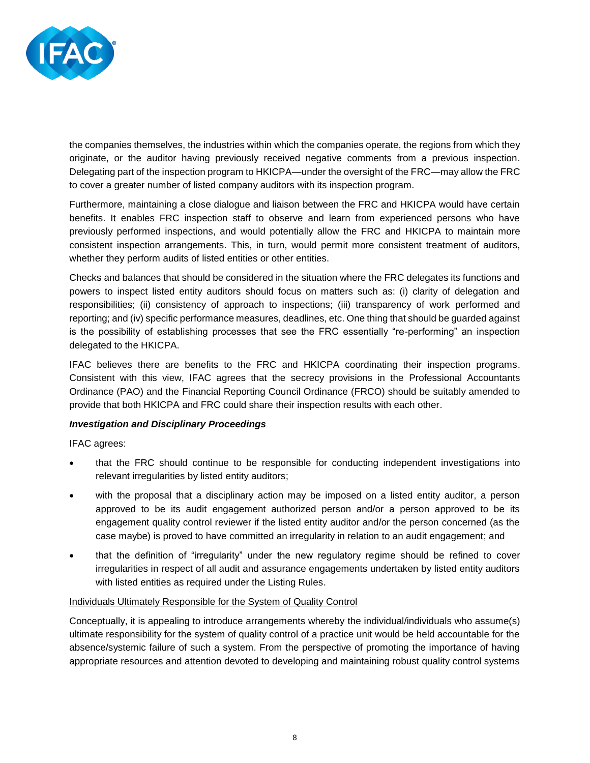the companies themselves, the industries within which the companies operate, the regions from which they originate, or the auditor having previously received negative comments from a previous inspection. Delegating part of the inspection program to HKICPA—under the oversight of the FRC—may allow the FRC to cover a greater number of listed company auditors with its inspection program.

Furthermore, maintaining a close dialogue and liaison between the FRC and HKICPA would have certain benefits. It enables FRC inspection staff to observe and learn from experienced persons who have previously performed inspections, and would potentially allow the FRC and HKICPA to maintain more consistent inspection arrangements. This, in turn, would permit more consistent treatment of auditors, whether they perform audits of listed entities or other entities.

Checks and balances that should be considered in the situation where the FRC delegates its functions and powers to inspect listed entity auditors should focus on matters such as: (i) clarity of delegation and responsibilities; (ii) consistency of approach to inspections; (iii) transparency of work performed and reporting; and (iv) specific performance measures, deadlines, etc. One thing that should be guarded against is the possibility of establishing processes that see the FRC essentially "re-performing" an inspection delegated to the HKICPA.

IFAC believes there are benefits to the FRC and HKICPA coordinating their inspection programs. Consistent with this view, IFAC agrees that the secrecy provisions in the Professional Accountants Ordinance (PAO) and the Financial Reporting Council Ordinance (FRCO) should be suitably amended to provide that both HKICPA and FRC could share their inspection results with each other.

***Investigation and Disciplinary Proceedings***

IFAC agrees:

- that the FRC should continue to be responsible for conducting independent investigations into relevant irregularities by listed entity auditors;
- with the proposal that a disciplinary action may be imposed on a listed entity auditor, a person approved to be its audit engagement authorized person and/or a person approved to be its engagement quality control reviewer if the listed entity auditor and/or the person concerned (as the case maybe) is proved to have committed an irregularity in relation to an audit engagement; and
- that the definition of "irregularity" under the new regulatory regime should be refined to cover irregularities in respect of all audit and assurance engagements undertaken by listed entity auditors with listed entities as required under the Listing Rules.

<u>Individuals Ultimately Responsible for the System of Quality Control</u>

Conceptually, it is appealing to introduce arrangements whereby the individual/individuals who assume(s) ultimate responsibility for the system of quality control of a practice unit would be held accountable for the absence/systemic failure of such a system. From the perspective of promoting the importance of having appropriate resources and attention devoted to developing and maintaining robust quality control systems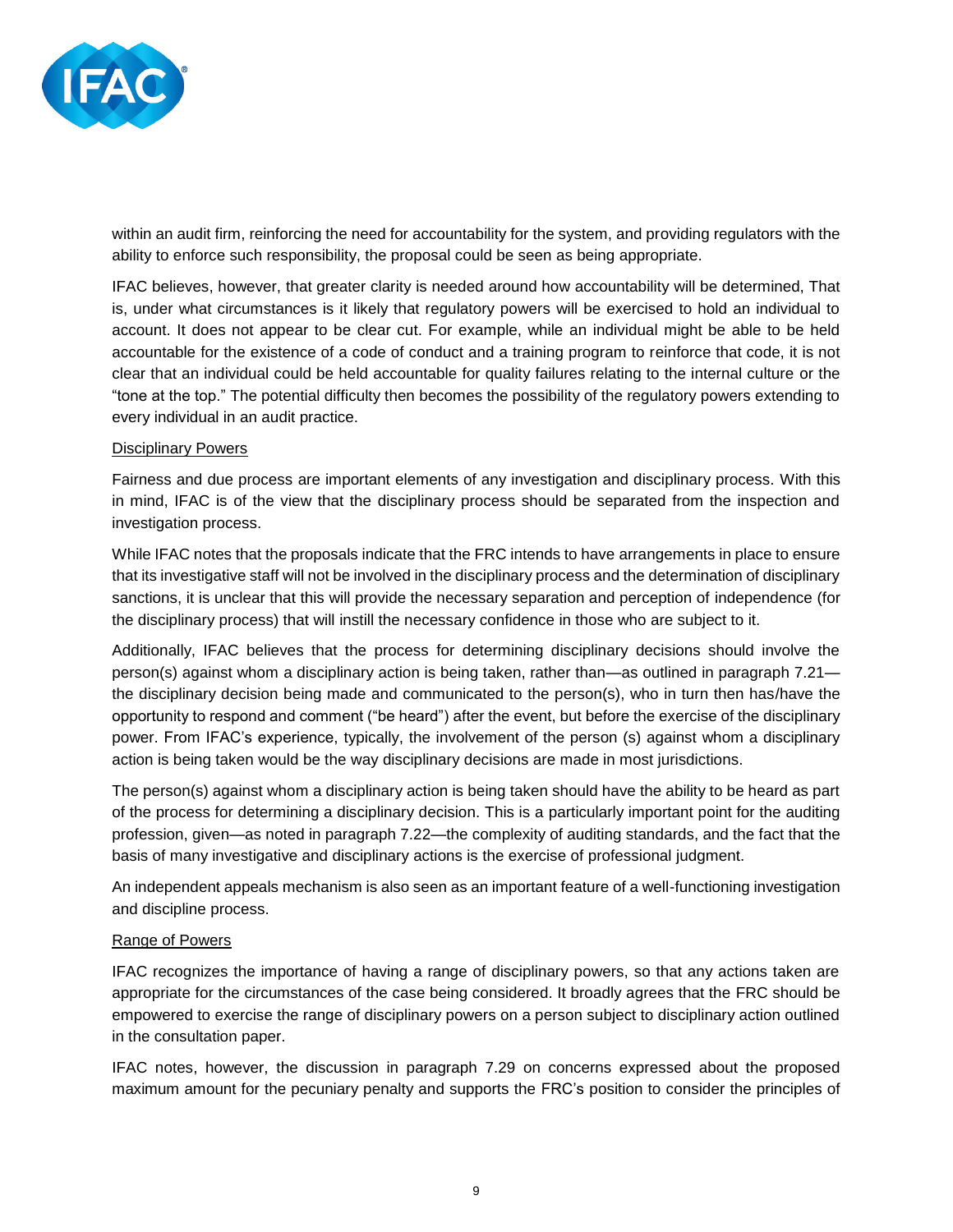within an audit firm, reinforcing the need for accountability for the system, and providing regulators with the ability to enforce such responsibility, the proposal could be seen as being appropriate.

IFAC believes, however, that greater clarity is needed around how accountability will be determined, That is, under what circumstances is it likely that regulatory powers will be exercised to hold an individual to account. It does not appear to be clear cut. For example, while an individual might be able to be held accountable for the existence of a code of conduct and a training program to reinforce that code, it is not clear that an individual could be held accountable for quality failures relating to the internal culture or the "tone at the top." The potential difficulty then becomes the possibility of the regulatory powers extending to every individual in an audit practice.

Disciplinary Powers

Fairness and due process are important elements of any investigation and disciplinary process. With this in mind, IFAC is of the view that the disciplinary process should be separated from the inspection and investigation process.

While IFAC notes that the proposals indicate that the FRC intends to have arrangements in place to ensure that its investigative staff will not be involved in the disciplinary process and the determination of disciplinary sanctions, it is unclear that this will provide the necessary separation and perception of independence (for the disciplinary process) that will instill the necessary confidence in those who are subject to it.

Additionally, IFAC believes that the process for determining disciplinary decisions should involve the person(s) against whom a disciplinary action is being taken, rather than—as outlined in paragraph 7.21—the disciplinary decision being made and communicated to the person(s), who in turn then has/have the opportunity to respond and comment ("be heard") after the event, but before the exercise of the disciplinary power. From IFAC's experience, typically, the involvement of the person (s) against whom a disciplinary action is being taken would be the way disciplinary decisions are made in most jurisdictions.

The person(s) against whom a disciplinary action is being taken should have the ability to be heard as part of the process for determining a disciplinary decision. This is a particularly important point for the auditing profession, given—as noted in paragraph 7.22—the complexity of auditing standards, and the fact that the basis of many investigative and disciplinary actions is the exercise of professional judgment.

An independent appeals mechanism is also seen as an important feature of a well-functioning investigation and discipline process.

Range of Powers

IFAC recognizes the importance of having a range of disciplinary powers, so that any actions taken are appropriate for the circumstances of the case being considered. It broadly agrees that the FRC should be empowered to exercise the range of disciplinary powers on a person subject to disciplinary action outlined in the consultation paper.

IFAC notes, however, the discussion in paragraph 7.29 on concerns expressed about the proposed maximum amount for the pecuniary penalty and supports the FRC's position to consider the principles of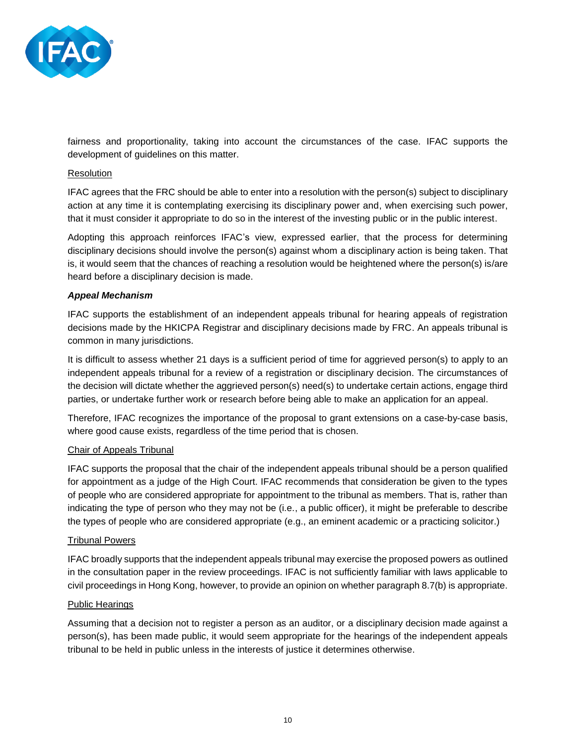fairness and proportionality, taking into account the circumstances of the case. IFAC supports the development of guidelines on this matter.

Resolution

IFAC agrees that the FRC should be able to enter into a resolution with the person(s) subject to disciplinary action at any time it is contemplating exercising its disciplinary power and, when exercising such power, that it must consider it appropriate to do so in the interest of the investing public or in the public interest.

Adopting this approach reinforces IFAC's view, expressed earlier, that the process for determining disciplinary decisions should involve the person(s) against whom a disciplinary action is being taken. That is, it would seem that the chances of reaching a resolution would be heightened where the person(s) is/are heard before a disciplinary decision is made.

***Appeal Mechanism***

IFAC supports the establishment of an independent appeals tribunal for hearing appeals of registration decisions made by the HKICPA Registrar and disciplinary decisions made by FRC. An appeals tribunal is common in many jurisdictions.

It is difficult to assess whether 21 days is a sufficient period of time for aggrieved person(s) to apply to an independent appeals tribunal for a review of a registration or disciplinary decision. The circumstances of the decision will dictate whether the aggrieved person(s) need(s) to undertake certain actions, engage third parties, or undertake further work or research before being able to make an application for an appeal.

Therefore, IFAC recognizes the importance of the proposal to grant extensions on a case-by-case basis, where good cause exists, regardless of the time period that is chosen.

Chair of Appeals Tribunal

IFAC supports the proposal that the chair of the independent appeals tribunal should be a person qualified for appointment as a judge of the High Court. IFAC recommends that consideration be given to the types of people who are considered appropriate for appointment to the tribunal as members. That is, rather than indicating the type of person who they may not be (i.e., a public officer), it might be preferable to describe the types of people who are considered appropriate (e.g., an eminent academic or a practicing solicitor.)

Tribunal Powers

IFAC broadly supports that the independent appeals tribunal may exercise the proposed powers as outlined in the consultation paper in the review proceedings. IFAC is not sufficiently familiar with laws applicable to civil proceedings in Hong Kong, however, to provide an opinion on whether paragraph 8.7(b) is appropriate.

Public Hearings

Assuming that a decision not to register a person as an auditor, or a disciplinary decision made against a person(s), has been made public, it would seem appropriate for the hearings of the independent appeals tribunal to be held in public unless in the interests of justice it determines otherwise.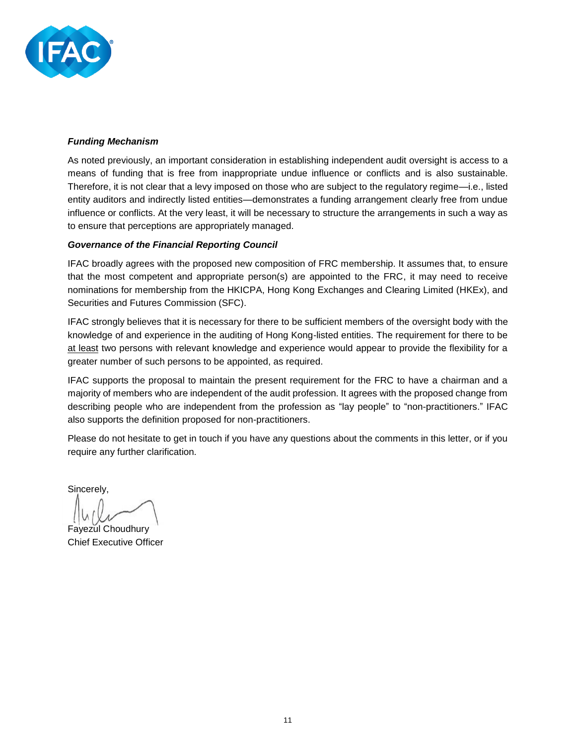***Funding Mechanism***

As noted previously, an important consideration in establishing independent audit oversight is access to a means of funding that is free from inappropriate undue influence or conflicts and is also sustainable. Therefore, it is not clear that a levy imposed on those who are subject to the regulatory regime—i.e., listed entity auditors and indirectly listed entities—demonstrates a funding arrangement clearly free from undue influence or conflicts. At the very least, it will be necessary to structure the arrangements in such a way as to ensure that perceptions are appropriately managed.

***Governance of the Financial Reporting Council***

IFAC broadly agrees with the proposed new composition of FRC membership. It assumes that, to ensure that the most competent and appropriate person(s) are appointed to the FRC, it may need to receive nominations for membership from the HKICPA, Hong Kong Exchanges and Clearing Limited (HKEx), and Securities and Futures Commission (SFC).

IFAC strongly believes that it is necessary for there to be sufficient members of the oversight body with the knowledge of and experience in the auditing of Hong Kong-listed entities. The requirement for there to be <u>at least</u> two persons with relevant knowledge and experience would appear to provide the flexibility for a greater number of such persons to be appointed, as required.

IFAC supports the proposal to maintain the present requirement for the FRC to have a chairman and a majority of members who are independent of the audit profession. It agrees with the proposed change from describing people who are independent from the profession as "lay people" to "non-practitioners." IFAC also supports the definition proposed for non-practitioners.

Please do not hesitate to get in touch if you have any questions about the comments in this letter, or if you require any further clarification.

Sincerely,

Fayezul Choudhury
Chief Executive Officer